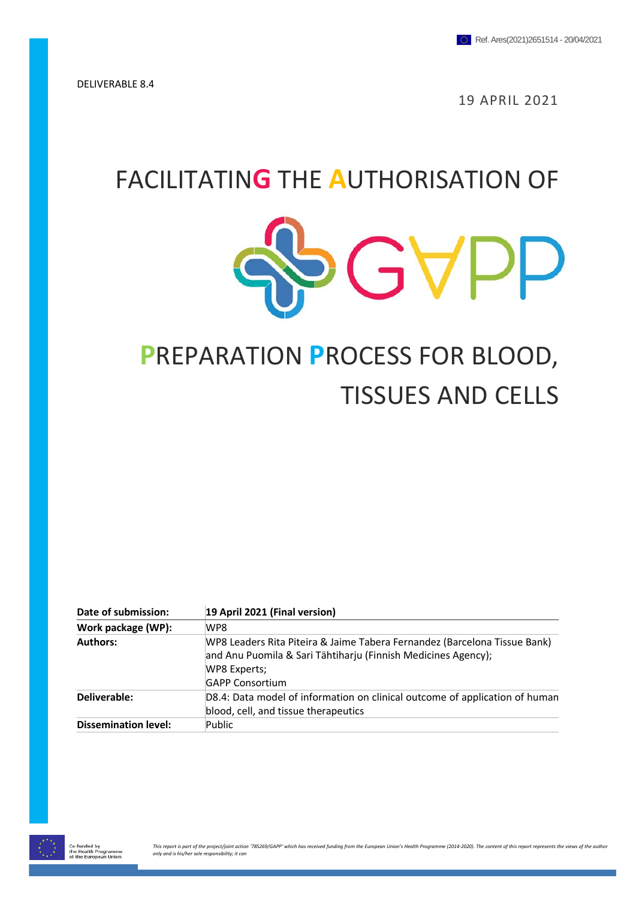Ref. Ares(2021)2651514 - 20/04/2021

DELIVERABLE 8.4

19 APRIL 2021

# FACILITATING THE AUTHORISATION OF

# GAPP

# PREPARATION PROCESS FOR BLOOD, TISSUES AND CELLS

| Date of submission: | 19 April 2021 (Final version) |
|---|---|
| Work package (WP): | WP8 |
| Authors: | WP8 Leaders Rita Piteira & Jaime Tabera Fernandez (Barcelona Tissue Bank) and Anu Puomila & Sari Tähtiharju (Finnish Medicines Agency); WP8 Experts; GAPP Consortium |
| Deliverable: | D8.4: Data model of information on clinical outcome of application of human blood, cell, and tissue therapeutics |
| Dissemination level: | Public |

Co-funded by the Health Programme of the European Union

*This report is part of the project/joint action '785269/GAPP' which has received funding from the European Union's Health Programme (2014-2020). The content of this report represents the views of the author only and is his/her sole responsibility; it can*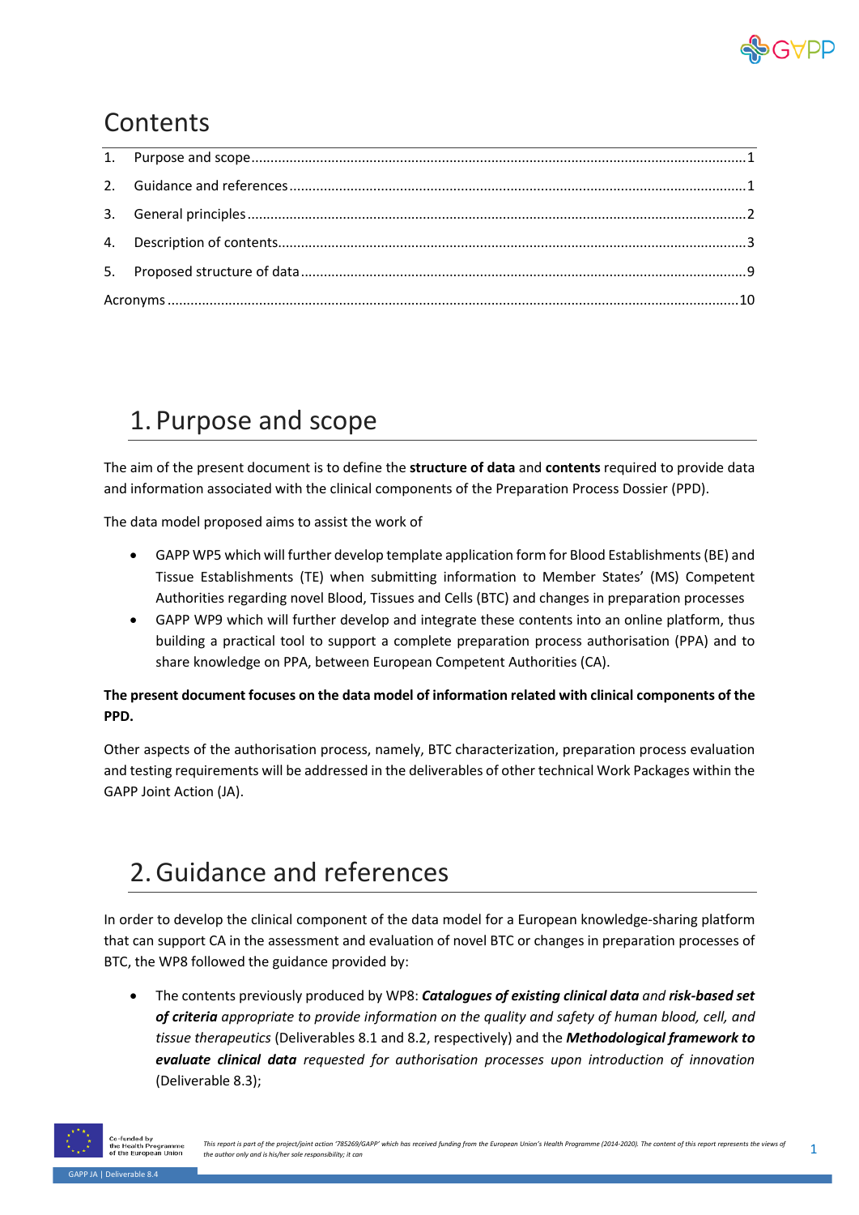# Contents

1. Purpose and scope ........ 1
2. Guidance and references ........ 1
3. General principles ........ 2
4. Description of contents ........ 3
5. Proposed structure of data ........ 9

Acronyms ........ 10

# 1. Purpose and scope

The aim of the present document is to define the **structure of data** and **contents** required to provide data and information associated with the clinical components of the Preparation Process Dossier (PPD).

The data model proposed aims to assist the work of

- GAPP WP5 which will further develop template application form for Blood Establishments (BE) and Tissue Establishments (TE) when submitting information to Member States' (MS) Competent Authorities regarding novel Blood, Tissues and Cells (BTC) and changes in preparation processes
- GAPP WP9 which will further develop and integrate these contents into an online platform, thus building a practical tool to support a complete preparation process authorisation (PPA) and to share knowledge on PPA, between European Competent Authorities (CA).

**The present document focuses on the data model of information related with clinical components of the PPD.**

Other aspects of the authorisation process, namely, BTC characterization, preparation process evaluation and testing requirements will be addressed in the deliverables of other technical Work Packages within the GAPP Joint Action (JA).

# 2. Guidance and references

In order to develop the clinical component of the data model for a European knowledge-sharing platform that can support CA in the assessment and evaluation of novel BTC or changes in preparation processes of BTC, the WP8 followed the guidance provided by:

- The contents previously produced by WP8: ***Catalogues of existing clinical data*** *and* ***risk-based set of criteria*** *appropriate to provide information on the quality and safety of human blood, cell, and tissue therapeutics* (Deliverables 8.1 and 8.2, respectively) and the ***Methodological framework to evaluate clinical data*** *requested for authorisation processes upon introduction of innovation* (Deliverable 8.3);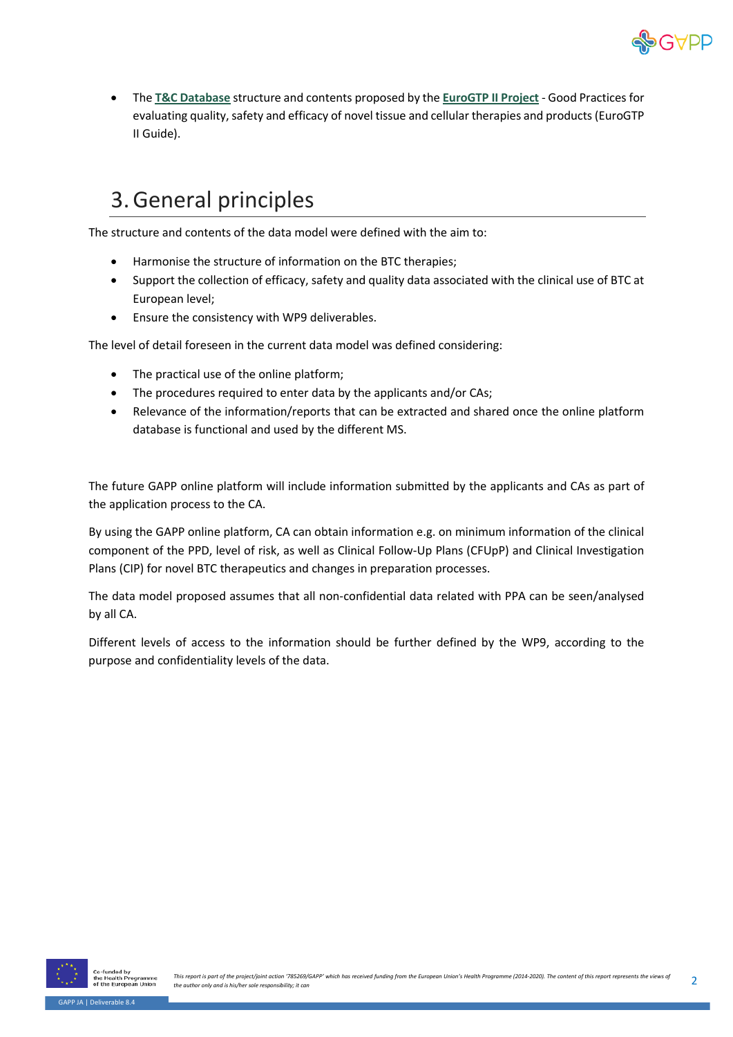- The **T&C Database** structure and contents proposed by the **EuroGTP II Project** - Good Practices for evaluating quality, safety and efficacy of novel tissue and cellular therapies and products (EuroGTP II Guide).

# 3. General principles

The structure and contents of the data model were defined with the aim to:

- Harmonise the structure of information on the BTC therapies;
- Support the collection of efficacy, safety and quality data associated with the clinical use of BTC at European level;
- Ensure the consistency with WP9 deliverables.

The level of detail foreseen in the current data model was defined considering:

- The practical use of the online platform;
- The procedures required to enter data by the applicants and/or CAs;
- Relevance of the information/reports that can be extracted and shared once the online platform database is functional and used by the different MS.

The future GAPP online platform will include information submitted by the applicants and CAs as part of the application process to the CA.

By using the GAPP online platform, CA can obtain information e.g. on minimum information of the clinical component of the PPD, level of risk, as well as Clinical Follow-Up Plans (CFUpP) and Clinical Investigation Plans (CIP) for novel BTC therapeutics and changes in preparation processes.

The data model proposed assumes that all non-confidential data related with PPA can be seen/analysed by all CA.

Different levels of access to the information should be further defined by the WP9, according to the purpose and confidentiality levels of the data.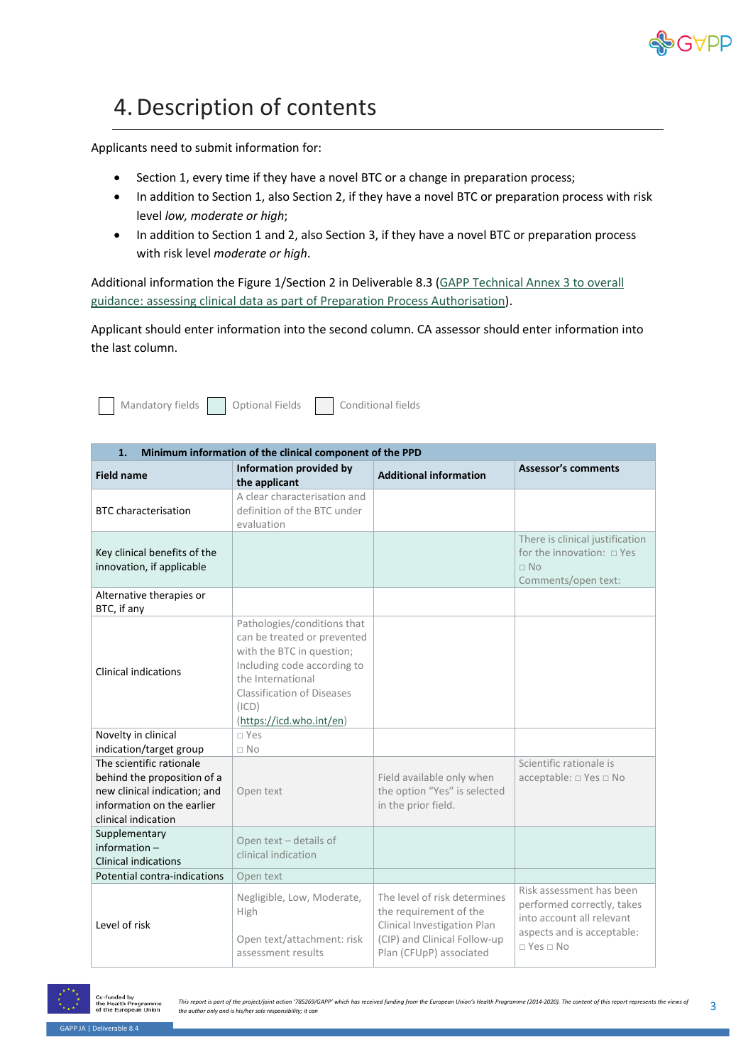# 4. Description of contents

Applicants need to submit information for:

- Section 1, every time if they have a novel BTC or a change in preparation process;
- In addition to Section 1, also Section 2, if they have a novel BTC or preparation process with risk level *low, moderate or high*;
- In addition to Section 1 and 2, also Section 3, if they have a novel BTC or preparation process with risk level *moderate or high*.

Additional information the Figure 1/Section 2 in Deliverable 8.3 (GAPP Technical Annex 3 to overall guidance: assessing clinical data as part of Preparation Process Authorisation).

Applicant should enter information into the second column. CA assessor should enter information into the last column.

Mandatory fields | Optional Fields | Conditional fields

| **1. Minimum information of the clinical component of the PPD** | | | |
|---|---|---|---|
| **Field name** | **Information provided by the applicant** | **Additional information** | **Assessor's comments** |
| BTC characterisation | A clear characterisation and definition of the BTC under evaluation | | |
| Key clinical benefits of the innovation, if applicable | | | There is clinical justification for the innovation: □ Yes □ No<br>Comments/open text: |
| Alternative therapies or BTC, if any | | | |
| Clinical indications | Pathologies/conditions that can be treated or prevented with the BTC in question; Including code according to the International Classification of Diseases (ICD) (https://icd.who.int/en) | | |
| Novelty in clinical indication/target group | □ Yes<br>□ No | | |
| The scientific rationale behind the proposition of a new clinical indication; and information on the earlier clinical indication | Open text | Field available only when the option "Yes" is selected in the prior field. | Scientific rationale is acceptable: □ Yes □ No |
| Supplementary information – Clinical indications | Open text – details of clinical indication | | |
| Potential contra-indications | Open text | | |
| Level of risk | Negligible, Low, Moderate, High<br><br>Open text/attachment: risk assessment results | The level of risk determines the requirement of the Clinical Investigation Plan (CIP) and Clinical Follow-up Plan (CFUpP) associated | Risk assessment has been performed correctly, takes into account all relevant aspects and is acceptable: □ Yes □ No |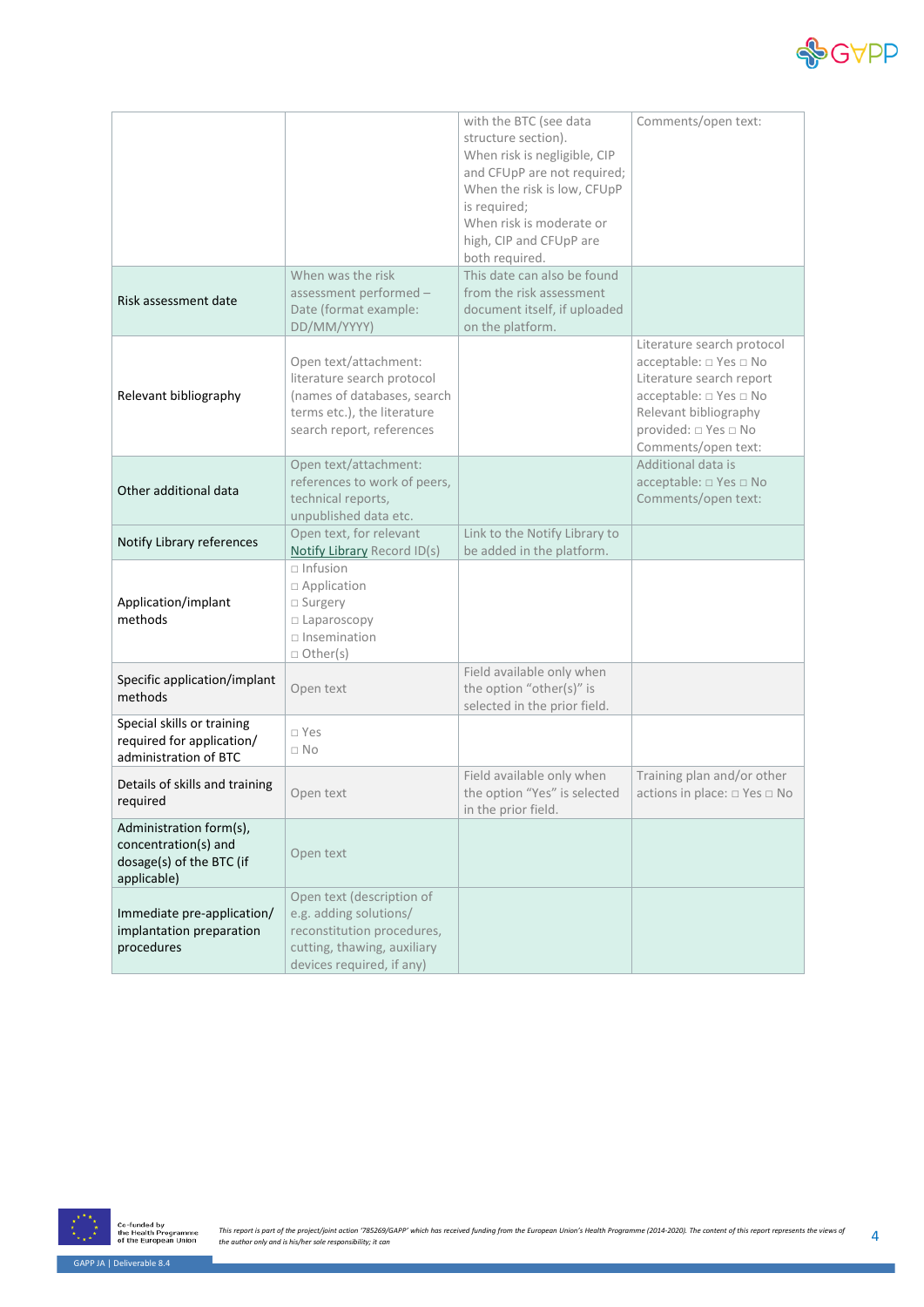| | | | |
|---|---|---|---|
| | | with the BTC (see data structure section). When risk is negligible, CIP and CFUpP are not required; When the risk is low, CFUpP is required; When risk is moderate or high, CIP and CFUpP are both required. | Comments/open text: |
| Risk assessment date | When was the risk assessment performed – Date (format example: DD/MM/YYYY) | This date can also be found from the risk assessment document itself, if uploaded on the platform. | |
| Relevant bibliography | Open text/attachment: literature search protocol (names of databases, search terms etc.), the literature search report, references | | Literature search protocol acceptable: □ Yes □ No Literature search report acceptable: □ Yes □ No Relevant bibliography provided: □ Yes □ No Comments/open text: |
| Other additional data | Open text/attachment: references to work of peers, technical reports, unpublished data etc. | | Additional data is acceptable: □ Yes □ No Comments/open text: |
| Notify Library references | Open text, for relevant Notify Library Record ID(s) | Link to the Notify Library to be added in the platform. | |
| Application/implant methods | □ Infusion □ Application □ Surgery □ Laparoscopy □ Insemination □ Other(s) | | |
| Specific application/implant methods | Open text | Field available only when the option "other(s)" is selected in the prior field. | |
| Special skills or training required for application/ administration of BTC | □ Yes □ No | | |
| Details of skills and training required | Open text | Field available only when the option "Yes" is selected in the prior field. | Training plan and/or other actions in place: □ Yes □ No |
| Administration form(s), concentration(s) and dosage(s) of the BTC (if applicable) | Open text | | |
| Immediate pre-application/ implantation preparation procedures | Open text (description of e.g. adding solutions/ reconstitution procedures, cutting, thawing, auxiliary devices required, if any) | | |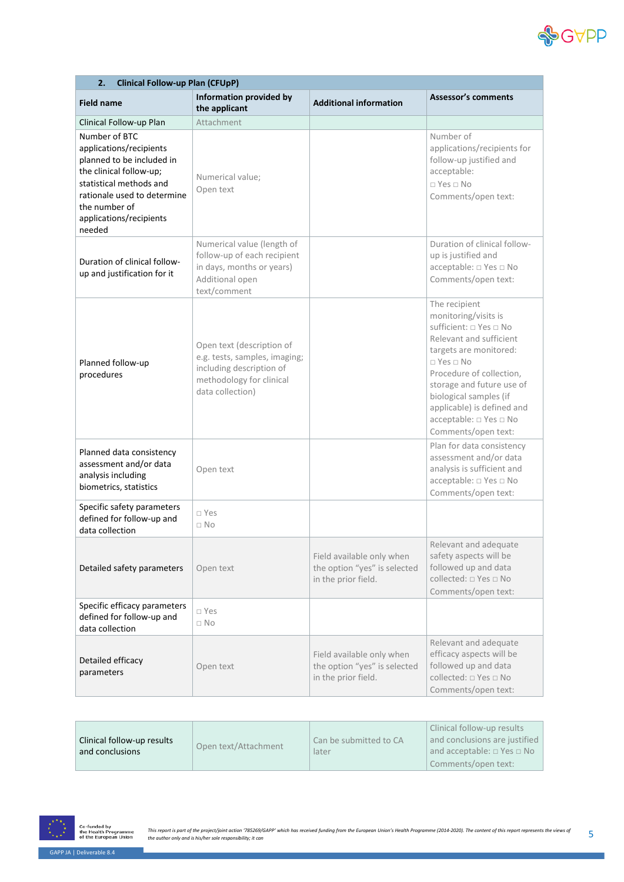| 2. Clinical Follow-up Plan (CFUpP) | | | |
|---|---|---|---|
| **Field name** | **Information provided by the applicant** | **Additional information** | **Assessor's comments** |
| Clinical Follow-up Plan | Attachment | | |
| Number of BTC applications/recipients planned to be included in the clinical follow-up; statistical methods and rationale used to determine the number of applications/recipients needed | Numerical value; Open text | | Number of applications/recipients for follow-up justified and acceptable: □ Yes □ No Comments/open text: |
| Duration of clinical follow-up and justification for it | Numerical value (length of follow-up of each recipient in days, months or years) Additional open text/comment | | Duration of clinical follow-up is justified and acceptable: □ Yes □ No Comments/open text: |
| Planned follow-up procedures | Open text (description of e.g. tests, samples, imaging; including description of methodology for clinical data collection) | | The recipient monitoring/visits is sufficient: □ Yes □ No Relevant and sufficient targets are monitored: □ Yes □ No Procedure of collection, storage and future use of biological samples (if applicable) is defined and acceptable: □ Yes □ No Comments/open text: |
| Planned data consistency assessment and/or data analysis including biometrics, statistics | Open text | | Plan for data consistency assessment and/or data analysis is sufficient and acceptable: □ Yes □ No Comments/open text: |
| Specific safety parameters defined for follow-up and data collection | □ Yes □ No | | |
| Detailed safety parameters | Open text | Field available only when the option "yes" is selected in the prior field. | Relevant and adequate safety aspects will be followed up and data collected: □ Yes □ No Comments/open text: |
| Specific efficacy parameters defined for follow-up and data collection | □ Yes □ No | | |
| Detailed efficacy parameters | Open text | Field available only when the option "yes" is selected in the prior field. | Relevant and adequate efficacy aspects will be followed up and data collected: □ Yes □ No Comments/open text: |

| | | | |
|---|---|---|---|
| Clinical follow-up results and conclusions | Open text/Attachment | Can be submitted to CA later | Clinical follow-up results and conclusions are justified and acceptable: □ Yes □ No Comments/open text: |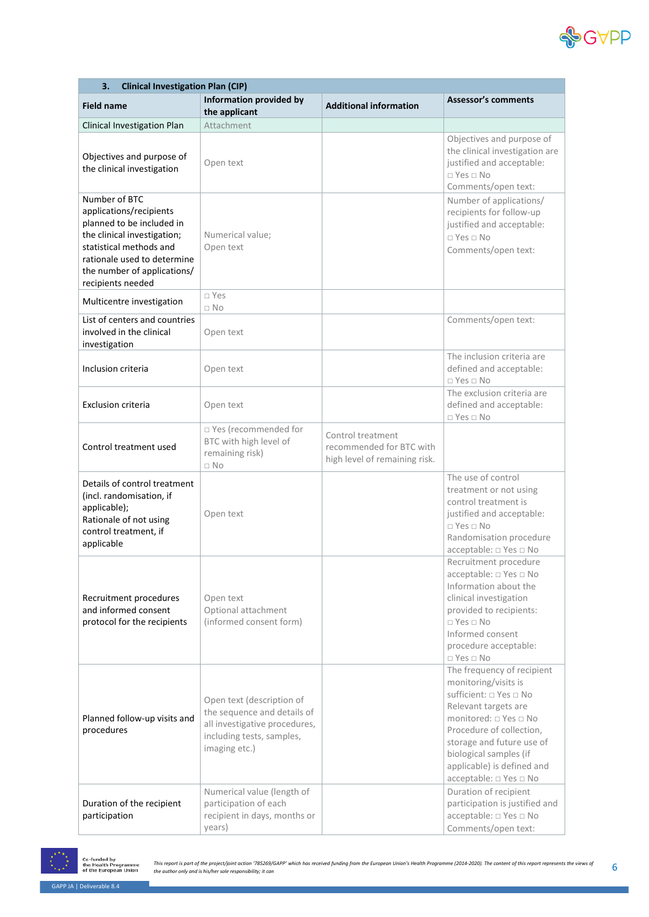| 3. Clinical Investigation Plan (CIP) | | | |
|---|---|---|---|
| **Field name** | **Information provided by the applicant** | **Additional information** | **Assessor's comments** |
| Clinical Investigation Plan | Attachment | | |
| Objectives and purpose of the clinical investigation | Open text | | Objectives and purpose of the clinical investigation are justified and acceptable: □ Yes □ No Comments/open text: |
| Number of BTC applications/recipients planned to be included in the clinical investigation; statistical methods and rationale used to determine the number of applications/ recipients needed | Numerical value; Open text | | Number of applications/ recipients for follow-up justified and acceptable: □ Yes □ No Comments/open text: |
| Multicentre investigation | □ Yes □ No | | |
| List of centers and countries involved in the clinical investigation | Open text | | Comments/open text: |
| Inclusion criteria | Open text | | The inclusion criteria are defined and acceptable: □ Yes □ No |
| Exclusion criteria | Open text | | The exclusion criteria are defined and acceptable: □ Yes □ No |
| Control treatment used | □ Yes (recommended for BTC with high level of remaining risk) □ No | Control treatment recommended for BTC with high level of remaining risk. | |
| Details of control treatment (incl. randomisation, if applicable); Rationale of not using control treatment, if applicable | Open text | | The use of control treatment or not using control treatment is justified and acceptable: □ Yes □ No Randomisation procedure acceptable: □ Yes □ No |
| Recruitment procedures and informed consent protocol for the recipients | Open text Optional attachment (informed consent form) | | Recruitment procedure acceptable: □ Yes □ No Information about the clinical investigation provided to recipients: □ Yes □ No Informed consent procedure acceptable: □ Yes □ No |
| Planned follow-up visits and procedures | Open text (description of the sequence and details of all investigative procedures, including tests, samples, imaging etc.) | | The frequency of recipient monitoring/visits is sufficient: □ Yes □ No Relevant targets are monitored: □ Yes □ No Procedure of collection, storage and future use of biological samples (if applicable) is defined and acceptable: □ Yes □ No |
| Duration of the recipient participation | Numerical value (length of participation of each recipient in days, months or years) | | Duration of recipient participation is justified and acceptable: □ Yes □ No Comments/open text: |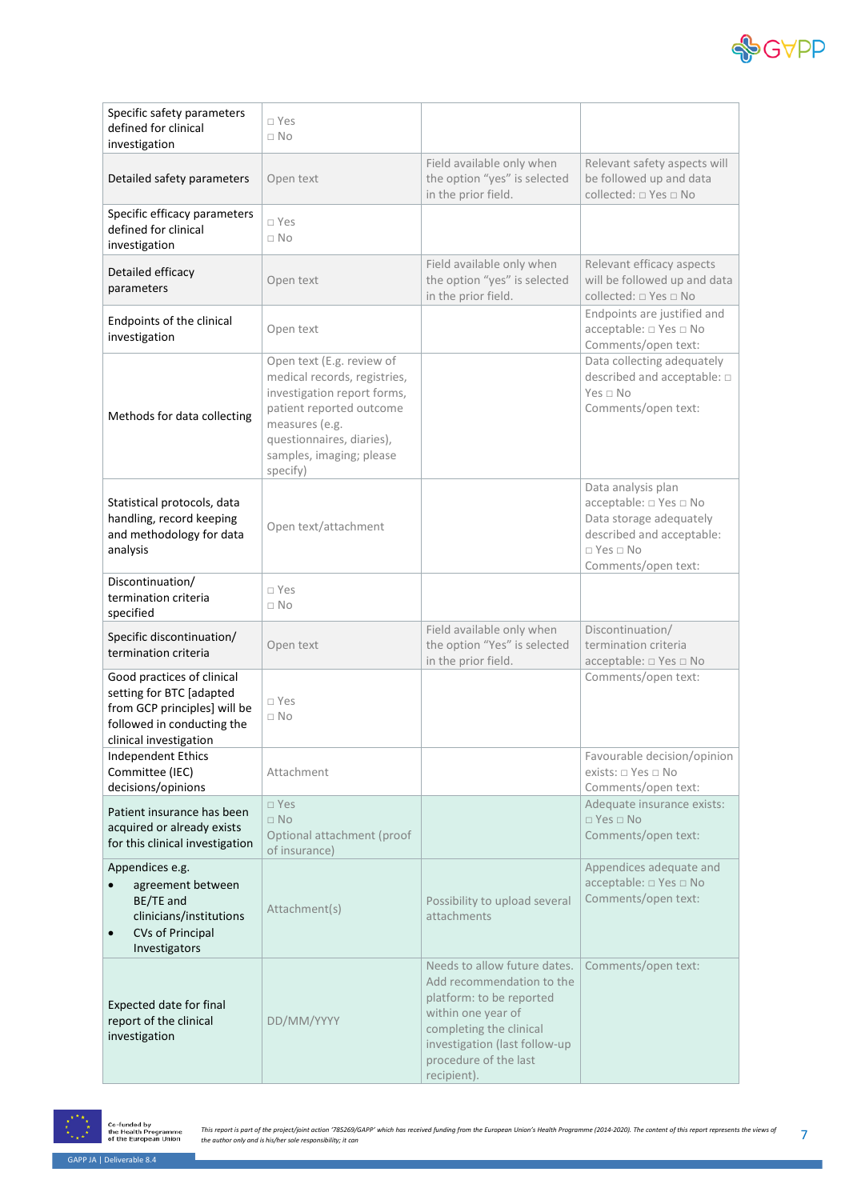| | | | |
|---|---|---|---|
| Specific safety parameters defined for clinical investigation | □ Yes □ No | | |
| Detailed safety parameters | Open text | Field available only when the option “yes” is selected in the prior field. | Relevant safety aspects will be followed up and data collected: □ Yes □ No |
| Specific efficacy parameters defined for clinical investigation | □ Yes □ No | | |
| Detailed efficacy parameters | Open text | Field available only when the option “yes” is selected in the prior field. | Relevant efficacy aspects will be followed up and data collected: □ Yes □ No |
| Endpoints of the clinical investigation | Open text | | Endpoints are justified and acceptable: □ Yes □ No Comments/open text: |
| Methods for data collecting | Open text (E.g. review of medical records, registries, investigation report forms, patient reported outcome measures (e.g. questionnaires, diaries), samples, imaging; please specify) | | Data collecting adequately described and acceptable: □ Yes □ No Comments/open text: |
| Statistical protocols, data handling, record keeping and methodology for data analysis | Open text/attachment | | Data analysis plan acceptable: □ Yes □ No Data storage adequately described and acceptable: □ Yes □ No Comments/open text: |
| Discontinuation/ termination criteria specified | □ Yes □ No | | |
| Specific discontinuation/ termination criteria | Open text | Field available only when the option “Yes” is selected in the prior field. | Discontinuation/ termination criteria acceptable: □ Yes □ No |
| Good practices of clinical setting for BTC [adapted from GCP principles] will be followed in conducting the clinical investigation | □ Yes □ No | | Comments/open text: |
| Independent Ethics Committee (IEC) decisions/opinions | Attachment | | Favourable decision/opinion exists: □ Yes □ No Comments/open text: |
| Patient insurance has been acquired or already exists for this clinical investigation | □ Yes □ No Optional attachment (proof of insurance) | | Adequate insurance exists: □ Yes □ No Comments/open text: |
| Appendices e.g.<br>• agreement between BE/TE and clinicians/institutions<br>• CVs of Principal Investigators | Attachment(s) | Possibility to upload several attachments | Appendices adequate and acceptable: □ Yes □ No Comments/open text: |
| Expected date for final report of the clinical investigation | DD/MM/YYYY | Needs to allow future dates. Add recommendation to the platform: to be reported within one year of completing the clinical investigation (last follow-up procedure of the last recipient). | Comments/open text: |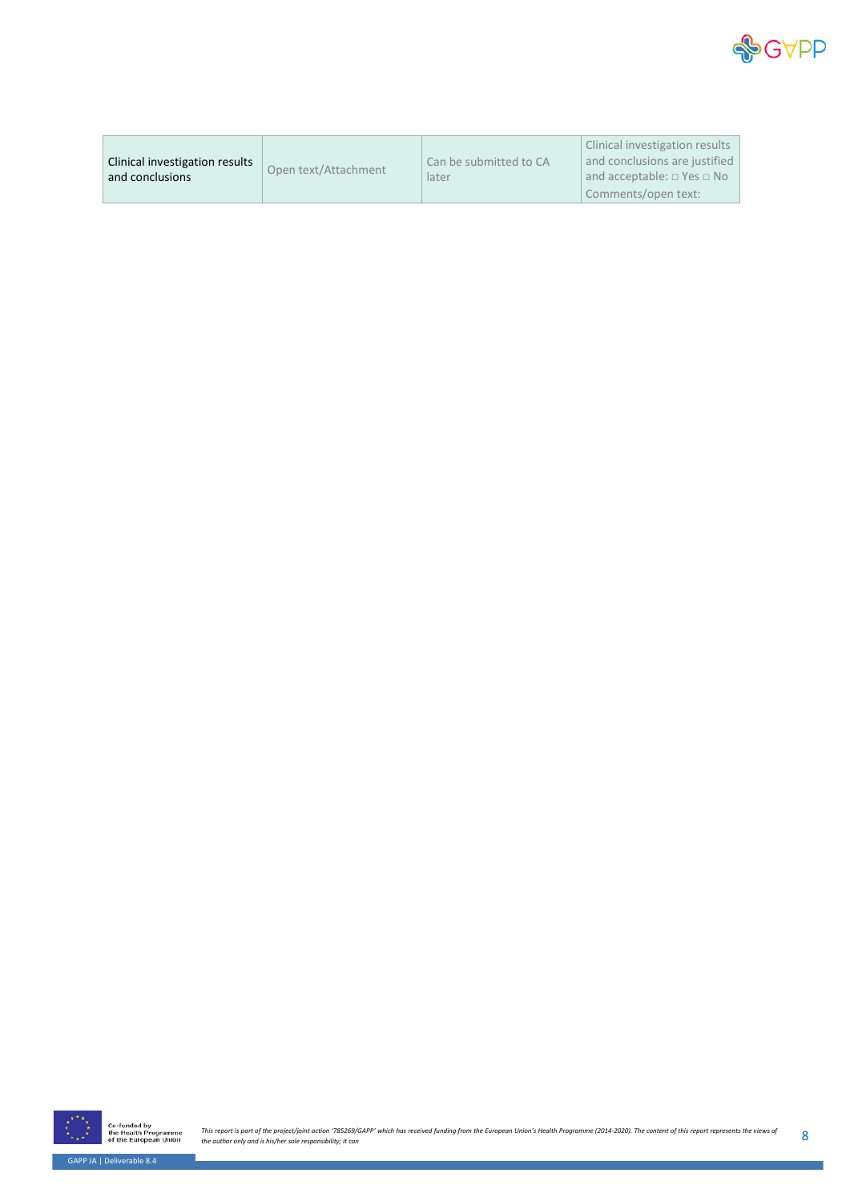| | | | |
|---|---|---|---|
| Clinical investigation results and conclusions | Open text/Attachment | Can be submitted to CA later | Clinical investigation results and conclusions are justified and acceptable: □ Yes □ No<br>Comments/open text: |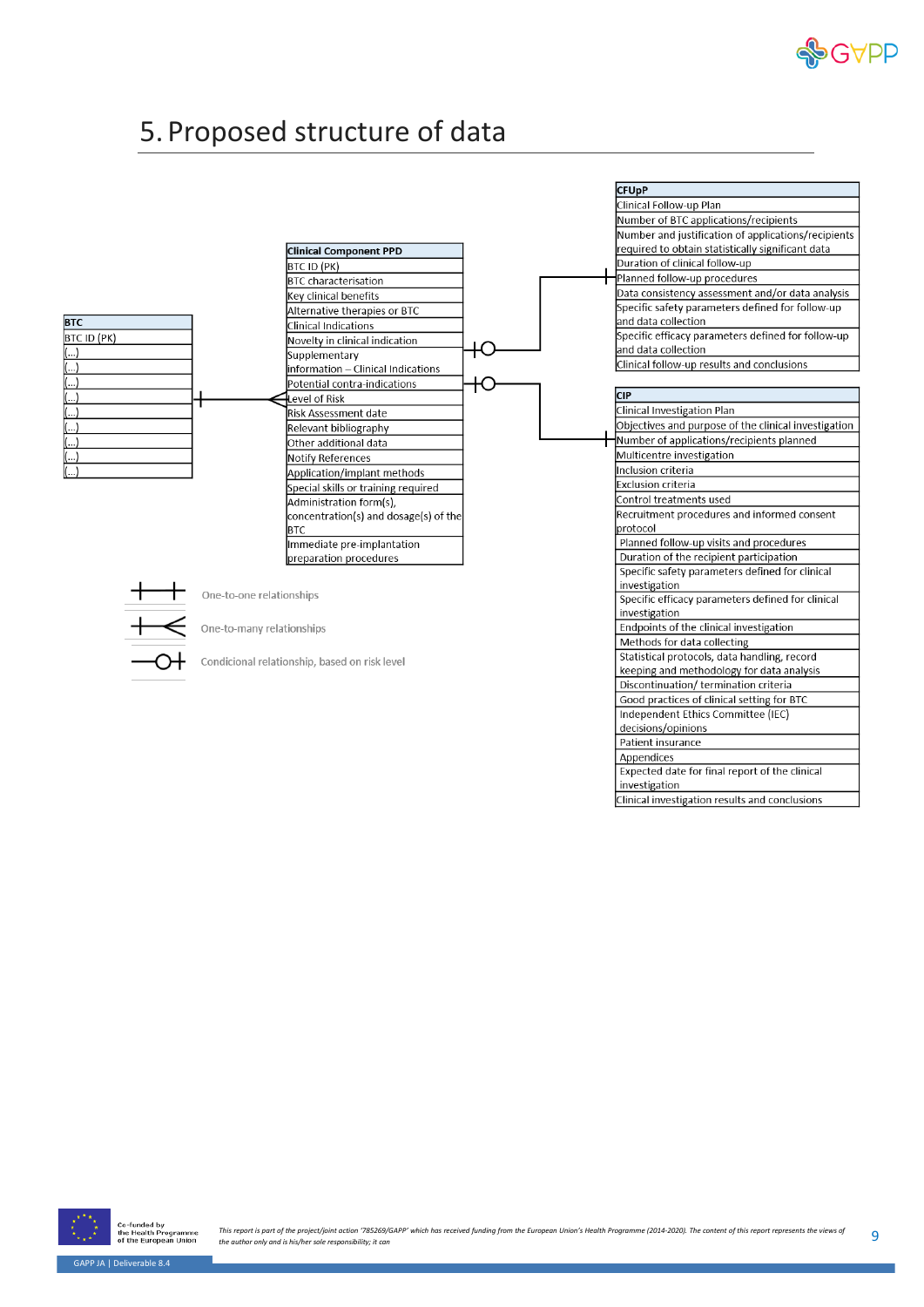# 5. Proposed structure of data

| BTC |
| --- |
| BTC ID (PK) |
| (...) |
| (...) |
| (...) |
| (...) |
| (...) |
| (...) |
| (...) |
| (...) |
| (...) |

| Clinical Component PPD |
| --- |
| BTC ID (PK) |
| BTC characterisation |
| Key clinical benefits |
| Alternative therapies or BTC |
| Clinical Indications |
| Novelty in clinical indication |
| Supplementary information – Clinical Indications |
| Potential contra-indications |
| Level of Risk |
| Risk Assessment date |
| Relevant bibliography |
| Other additional data |
| Notify References |
| Application/implant methods |
| Special skills or training required |
| Administration form(s), concentration(s) and dosage(s) of the BTC |
| Immediate pre-implantation preparation procedures |

| CFUpP |
| --- |
| Clinical Follow-up Plan |
| Number of BTC applications/recipients |
| Number and justification of applications/recipients required to obtain statistically significant data |
| Duration of clinical follow-up |
| Planned follow-up procedures |
| Data consistency assessment and/or data analysis |
| Specific safety parameters defined for follow-up and data collection |
| Specific efficacy parameters defined for follow-up and data collection |
| Clinical follow-up results and conclusions |

| CIP |
| --- |
| Clinical Investigation Plan |
| Objectives and purpose of the clinical investigation |
| Number of applications/recipients planned |
| Multicentre investigation |
| Inclusion criteria |
| Exclusion criteria |
| Control treatments used |
| Recruitment procedures and informed consent protocol |
| Planned follow-up visits and procedures |
| Duration of the recipient participation |
| Specific safety parameters defined for clinical investigation |
| Specific efficacy parameters defined for clinical investigation |
| Endpoints of the clinical investigation |
| Methods for data collecting |
| Statistical protocols, data handling, record keeping and methodology for data analysis |
| Discontinuation/ termination criteria |
| Good practices of clinical setting for BTC |
| Independent Ethics Committee (IEC) decisions/opinions |
| Patient insurance |
| Appendices |
| Expected date for final report of the clinical investigation |
| Clinical investigation results and conclusions |

Legend:
- One-to-one relationships
- One-to-many relationships
- Condicional relationship, based on risk level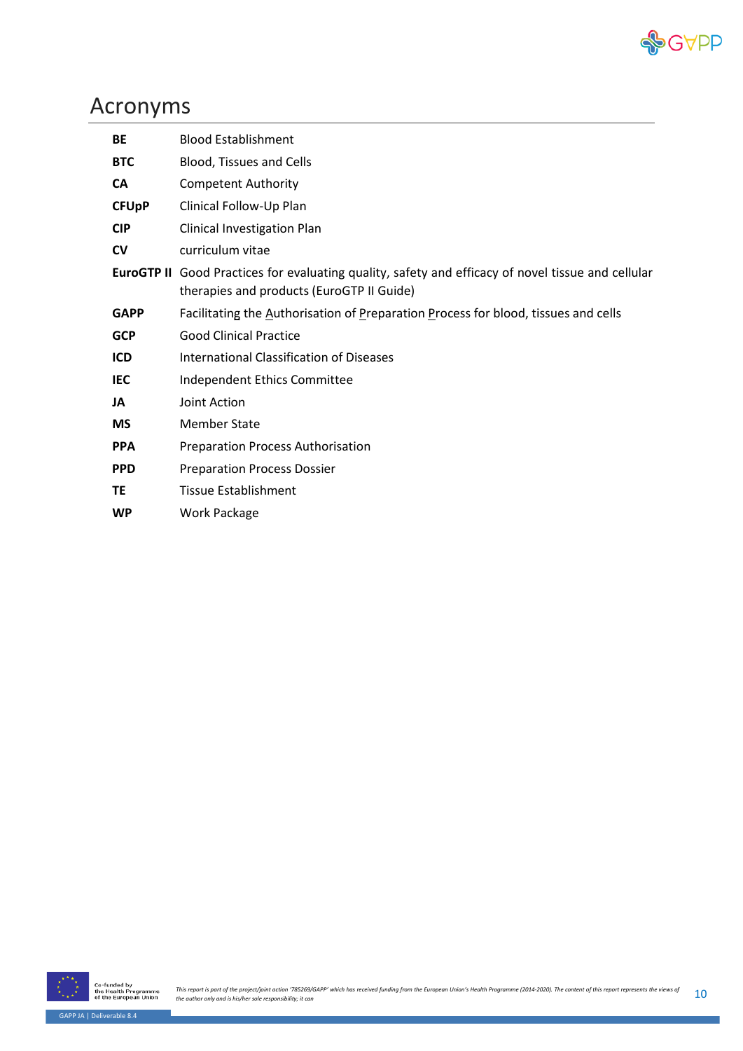# Acronyms

| | |
|---|---|
| **BE** | Blood Establishment |
| **BTC** | Blood, Tissues and Cells |
| **CA** | Competent Authority |
| **CFUpP** | Clinical Follow-Up Plan |
| **CIP** | Clinical Investigation Plan |
| **CV** | curriculum vitae |
| **EuroGTP II** | Good Practices for evaluating quality, safety and efficacy of novel tissue and cellular therapies and products (EuroGTP II Guide) |
| **GAPP** | Facilitating the Authorisation of Preparation Process for blood, tissues and cells |
| **GCP** | Good Clinical Practice |
| **ICD** | International Classification of Diseases |
| **IEC** | Independent Ethics Committee |
| **JA** | Joint Action |
| **MS** | Member State |
| **PPA** | Preparation Process Authorisation |
| **PPD** | Preparation Process Dossier |
| **TE** | Tissue Establishment |
| **WP** | Work Package |